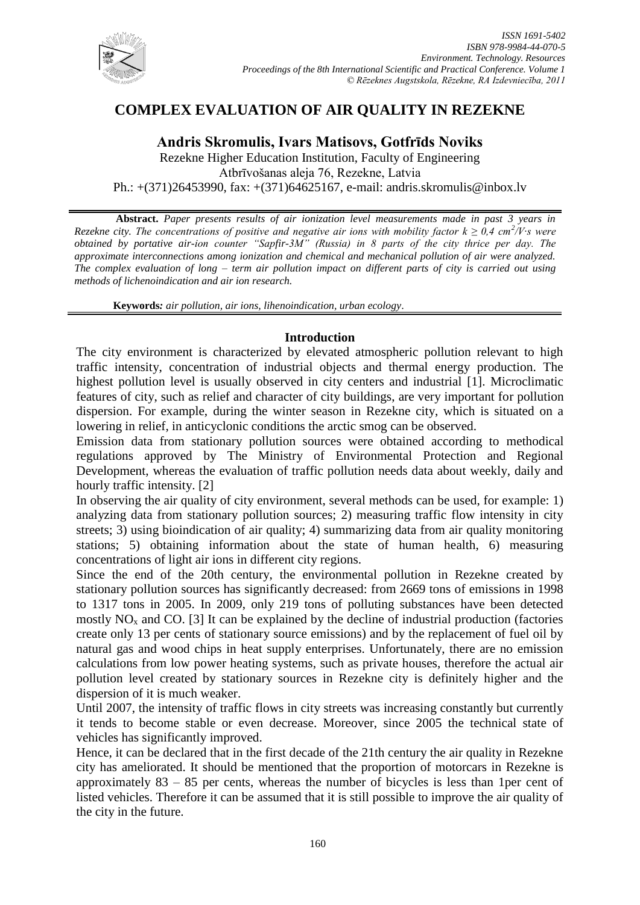# COMPLEX EVALUATION OF AIR QUALITY IN REZEKNE

## Andris Skromulis, Ivars Matisovs, Gotfrīds Noviks

Rezekne Higher Education Institution, Faculty of Engineering
Atbrīvošanas aleja 76, Rezekne, Latvia
Ph.: +(371)26453990, fax: +(371)64625167, e-mail: andris.skromulis@inbox.lv

**Abstract.** *Paper presents results of air ionization level measurements made in past 3 years in Rezekne city. The concentrations of positive and negative air ions with mobility factor $k \geq 0,4$ $cm^2/V \cdot s$ were obtained by portative air-ion counter "Sapfir-3M" (Russia) in 8 parts of the city thrice per day. The approximate interconnections among ionization and chemical and mechanical pollution of air were analyzed. The complex evaluation of long – term air pollution impact on different parts of city is carried out using methods of lichenoindication and air ion research.*

**Keywords***: air pollution, air ions, lihenoindication, urban ecology*.

### Introduction

The city environment is characterized by elevated atmospheric pollution relevant to high traffic intensity, concentration of industrial objects and thermal energy production. The highest pollution level is usually observed in city centers and industrial [1]. Microclimatic features of city, such as relief and character of city buildings, are very important for pollution dispersion. For example, during the winter season in Rezekne city, which is situated on a lowering in relief, in anticyclonic conditions the arctic smog can be observed.

Emission data from stationary pollution sources were obtained according to methodical regulations approved by The Ministry of Environmental Protection and Regional Development, whereas the evaluation of traffic pollution needs data about weekly, daily and hourly traffic intensity. [2]

In observing the air quality of city environment, several methods can be used, for example: 1) analyzing data from stationary pollution sources; 2) measuring traffic flow intensity in city streets; 3) using bioindication of air quality; 4) summarizing data from air quality monitoring stations; 5) obtaining information about the state of human health, 6) measuring concentrations of light air ions in different city regions.

Since the end of the 20th century, the environmental pollution in Rezekne created by stationary pollution sources has significantly decreased: from 2669 tons of emissions in 1998 to 1317 tons in 2005. In 2009, only 219 tons of polluting substances have been detected mostly $NO_x$ and CO. [3] It can be explained by the decline of industrial production (factories create only 13 per cents of stationary source emissions) and by the replacement of fuel oil by natural gas and wood chips in heat supply enterprises. Unfortunately, there are no emission calculations from low power heating systems, such as private houses, therefore the actual air pollution level created by stationary sources in Rezekne city is definitely higher and the dispersion of it is much weaker.

Until 2007, the intensity of traffic flows in city streets was increasing constantly but currently it tends to become stable or even decrease. Moreover, since 2005 the technical state of vehicles has significantly improved.

Hence, it can be declared that in the first decade of the 21th century the air quality in Rezekne city has ameliorated. It should be mentioned that the proportion of motorcars in Rezekne is approximately 83 – 85 per cents, whereas the number of bicycles is less than 1per cent of listed vehicles. Therefore it can be assumed that it is still possible to improve the air quality of the city in the future.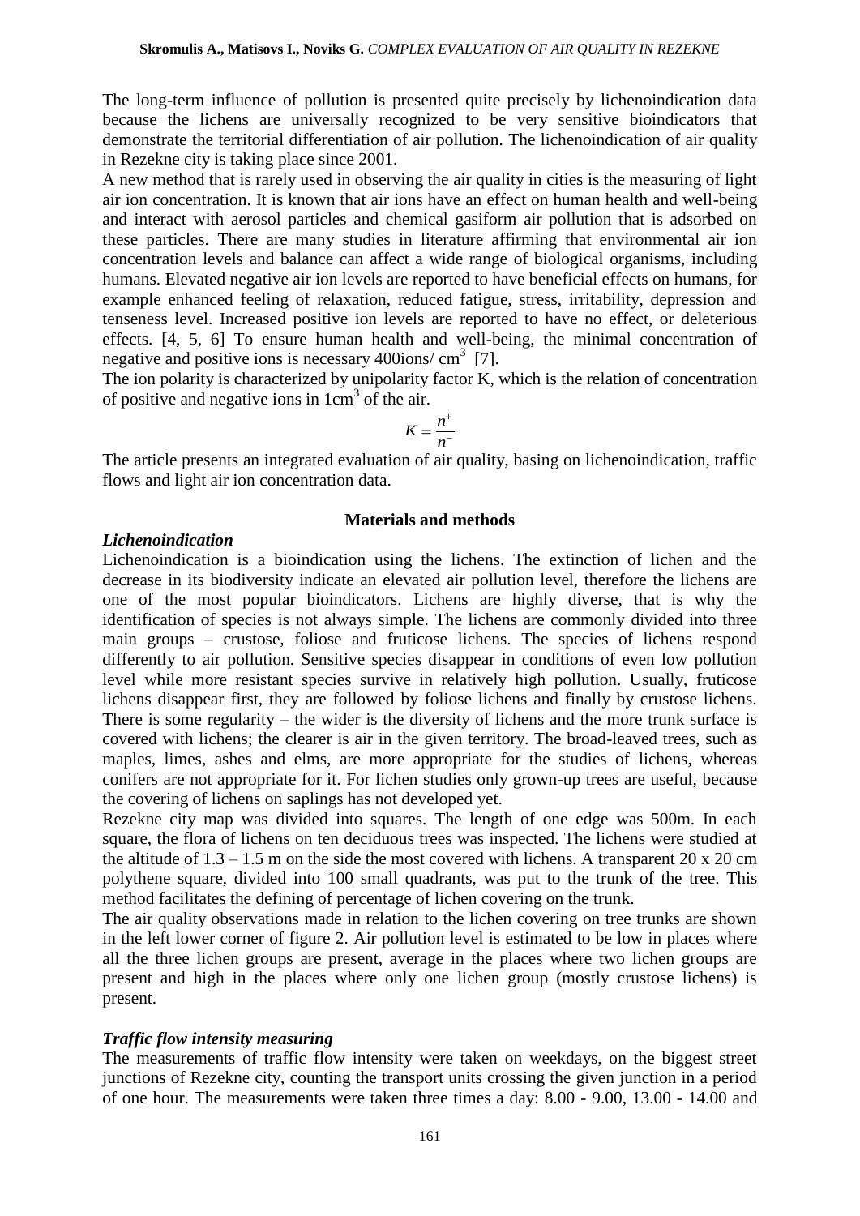The long-term influence of pollution is presented quite precisely by lichenoindication data because the lichens are universally recognized to be very sensitive bioindicators that demonstrate the territorial differentiation of air pollution. The lichenoindication of air quality in Rezekne city is taking place since 2001.

A new method that is rarely used in observing the air quality in cities is the measuring of light air ion concentration. It is known that air ions have an effect on human health and well-being and interact with aerosol particles and chemical gasiform air pollution that is adsorbed on these particles. There are many studies in literature affirming that environmental air ion concentration levels and balance can affect a wide range of biological organisms, including humans. Elevated negative air ion levels are reported to have beneficial effects on humans, for example enhanced feeling of relaxation, reduced fatigue, stress, irritability, depression and tenseness level. Increased positive ion levels are reported to have no effect, or deleterious effects. [4, 5, 6] To ensure human health and well-being, the minimal concentration of negative and positive ions is necessary 400ions/ $cm^3$ [7].

The ion polarity is characterized by unipolarity factor K, which is the relation of concentration of positive and negative ions in $1cm^3$ of the air.

$$K = \frac{n^+}{n^-}$$

The article presents an integrated evaluation of air quality, basing on lichenoindication, traffic flows and light air ion concentration data.

## Materials and methods

### *Lichenoindication*

Lichenoindication is a bioindication using the lichens. The extinction of lichen and the decrease in its biodiversity indicate an elevated air pollution level, therefore the lichens are one of the most popular bioindicators. Lichens are highly diverse, that is why the identification of species is not always simple. The lichens are commonly divided into three main groups – crustose, foliose and fruticose lichens. The species of lichens respond differently to air pollution. Sensitive species disappear in conditions of even low pollution level while more resistant species survive in relatively high pollution. Usually, fruticose lichens disappear first, they are followed by foliose lichens and finally by crustose lichens. There is some regularity – the wider is the diversity of lichens and the more trunk surface is covered with lichens; the clearer is air in the given territory. The broad-leaved trees, such as maples, limes, ashes and elms, are more appropriate for the studies of lichens, whereas conifers are not appropriate for it. For lichen studies only grown-up trees are useful, because the covering of lichens on saplings has not developed yet.

Rezekne city map was divided into squares. The length of one edge was 500m. In each square, the flora of lichens on ten deciduous trees was inspected. The lichens were studied at the altitude of 1.3 – 1.5 m on the side the most covered with lichens. A transparent 20 x 20 cm polythene square, divided into 100 small quadrants, was put to the trunk of the tree. This method facilitates the defining of percentage of lichen covering on the trunk.

The air quality observations made in relation to the lichen covering on tree trunks are shown in the left lower corner of figure 2. Air pollution level is estimated to be low in places where all the three lichen groups are present, average in the places where two lichen groups are present and high in the places where only one lichen group (mostly crustose lichens) is present.

### *Traffic flow intensity measuring*

The measurements of traffic flow intensity were taken on weekdays, on the biggest street junctions of Rezekne city, counting the transport units crossing the given junction in a period of one hour. The measurements were taken three times a day: 8.00 - 9.00, 13.00 - 14.00 and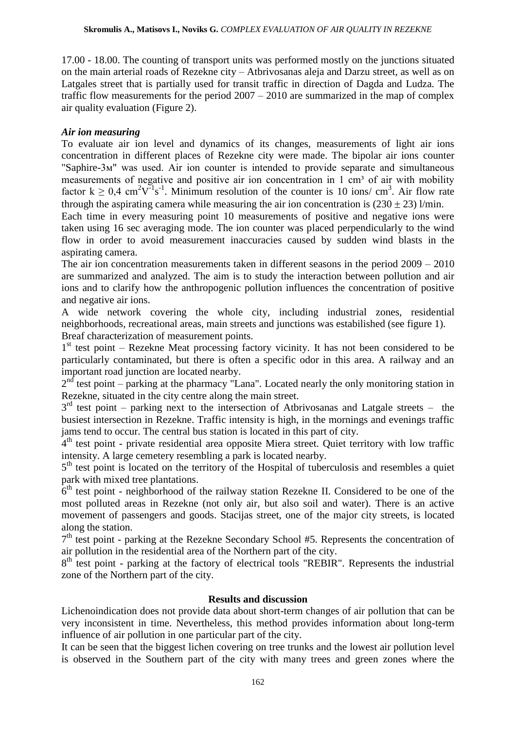17.00 - 18.00. The counting of transport units was performed mostly on the junctions situated on the main arterial roads of Rezekne city – Atbrivosanas aleja and Darzu street, as well as on Latgales street that is partially used for transit traffic in direction of Dagda and Ludza. The traffic flow measurements for the period 2007 – 2010 are summarized in the map of complex air quality evaluation (Figure 2).

### *Air ion measuring*

To evaluate air ion level and dynamics of its changes, measurements of light air ions concentration in different places of Rezekne city were made. The bipolar air ions counter "Saphire-3м" was used. Air ion counter is intended to provide separate and simultaneous measurements of negative and positive air ion concentration in 1 cm³ of air with mobility factor $k \geq 0{,}4$ $cm^2V^{-1}s^{-1}$. Minimum resolution of the counter is 10 ions/ $cm^3$. Air flow rate through the aspirating camera while measuring the air ion concentration is $(230 \pm 23)$ l/min.

Each time in every measuring point 10 measurements of positive and negative ions were taken using 16 sec averaging mode. The ion counter was placed perpendicularly to the wind flow in order to avoid measurement inaccuracies caused by sudden wind blasts in the aspirating camera.

The air ion concentration measurements taken in different seasons in the period 2009 – 2010 are summarized and analyzed. The aim is to study the interaction between pollution and air ions and to clarify how the anthropogenic pollution influences the concentration of positive and negative air ions.

A wide network covering the whole city, including industrial zones, residential neighborhoods, recreational areas, main streets and junctions was estabilished (see figure 1).

Breaf characterization of measurement points.

1st test point – Rezekne Meat processing factory vicinity. It has not been considered to be particularly contaminated, but there is often a specific odor in this area. A railway and an important road junction are located nearby.

2nd test point – parking at the pharmacy "Lana". Located nearly the only monitoring station in Rezekne, situated in the city centre along the main street.

3rd test point – parking next to the intersection of Atbrivosanas and Latgale streets – the busiest intersection in Rezekne. Traffic intensity is high, in the mornings and evenings traffic jams tend to occur. The central bus station is located in this part of city.

4th test point - private residential area opposite Miera street. Quiet territory with low traffic intensity. A large cemetery resembling a park is located nearby.

5th test point is located on the territory of the Hospital of tuberculosis and resembles a quiet park with mixed tree plantations.

6th test point - neighborhood of the railway station Rezekne II. Considered to be one of the most polluted areas in Rezekne (not only air, but also soil and water). There is an active movement of passengers and goods. Stacijas street, one of the major city streets, is located along the station.

7th test point - parking at the Rezekne Secondary School #5. Represents the concentration of air pollution in the residential area of the Northern part of the city.

8th test point - parking at the factory of electrical tools "REBIR". Represents the industrial zone of the Northern part of the city.

## Results and discussion

Lichenoindication does not provide data about short-term changes of air pollution that can be very inconsistent in time. Nevertheless, this method provides information about long-term influence of air pollution in one particular part of the city.

It can be seen that the biggest lichen covering on tree trunks and the lowest air pollution level is observed in the Southern part of the city with many trees and green zones where the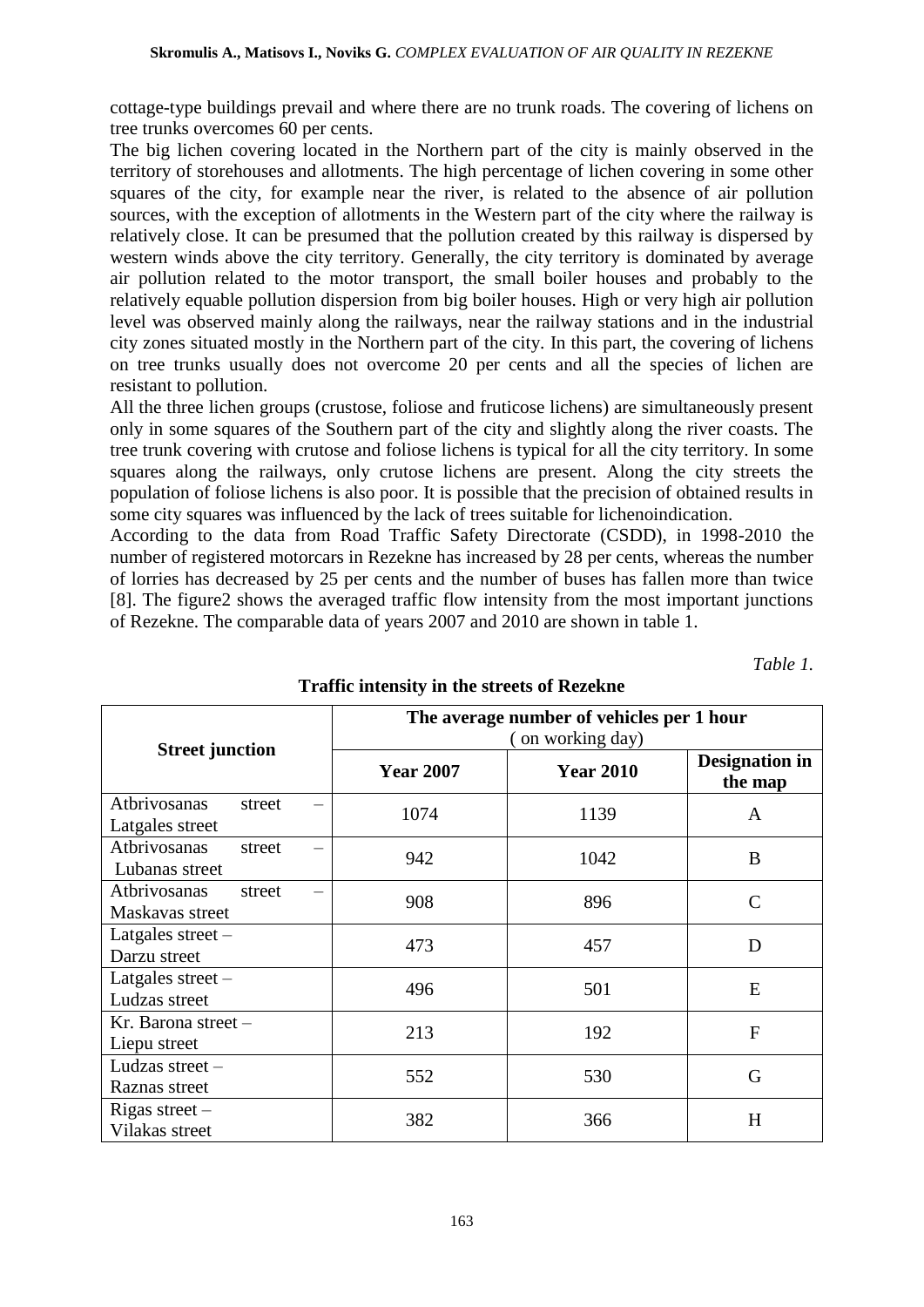cottage-type buildings prevail and where there are no trunk roads. The covering of lichens on tree trunks overcomes 60 per cents.

The big lichen covering located in the Northern part of the city is mainly observed in the territory of storehouses and allotments. The high percentage of lichen covering in some other squares of the city, for example near the river, is related to the absence of air pollution sources, with the exception of allotments in the Western part of the city where the railway is relatively close. It can be presumed that the pollution created by this railway is dispersed by western winds above the city territory. Generally, the city territory is dominated by average air pollution related to the motor transport, the small boiler houses and probably to the relatively equable pollution dispersion from big boiler houses. High or very high air pollution level was observed mainly along the railways, near the railway stations and in the industrial city zones situated mostly in the Northern part of the city. In this part, the covering of lichens on tree trunks usually does not overcome 20 per cents and all the species of lichen are resistant to pollution.

All the three lichen groups (crustose, foliose and fruticose lichens) are simultaneously present only in some squares of the Southern part of the city and slightly along the river coasts. The tree trunk covering with crutose and foliose lichens is typical for all the city territory. In some squares along the railways, only crutose lichens are present. Along the city streets the population of foliose lichens is also poor. It is possible that the precision of obtained results in some city squares was influenced by the lack of trees suitable for lichenoindication.

According to the data from Road Traffic Safety Directorate (CSDD), in 1998-2010 the number of registered motorcars in Rezekne has increased by 28 per cents, whereas the number of lorries has decreased by 25 per cents and the number of buses has fallen more than twice [8]. The figure2 shows the averaged traffic flow intensity from the most important junctions of Rezekne. The comparable data of years 2007 and 2010 are shown in table 1.

*Table 1.*

**Traffic intensity in the streets of Rezekne**

| **Street junction** | **The average number of vehicles per 1 hour** (on working day) | | |
|---|---|---|---|
| | **Year 2007** | **Year 2010** | **Designation in the map** |
| Atbrivosanas street – Latgales street | 1074 | 1139 | A |
| Atbrivosanas street – Lubanas street | 942 | 1042 | B |
| Atbrivosanas street – Maskavas street | 908 | 896 | C |
| Latgales street – Darzu street | 473 | 457 | D |
| Latgales street – Ludzas street | 496 | 501 | E |
| Kr. Barona street – Liepu street | 213 | 192 | F |
| Ludzas street – Raznas street | 552 | 530 | G |
| Rigas street – Vilakas street | 382 | 366 | H |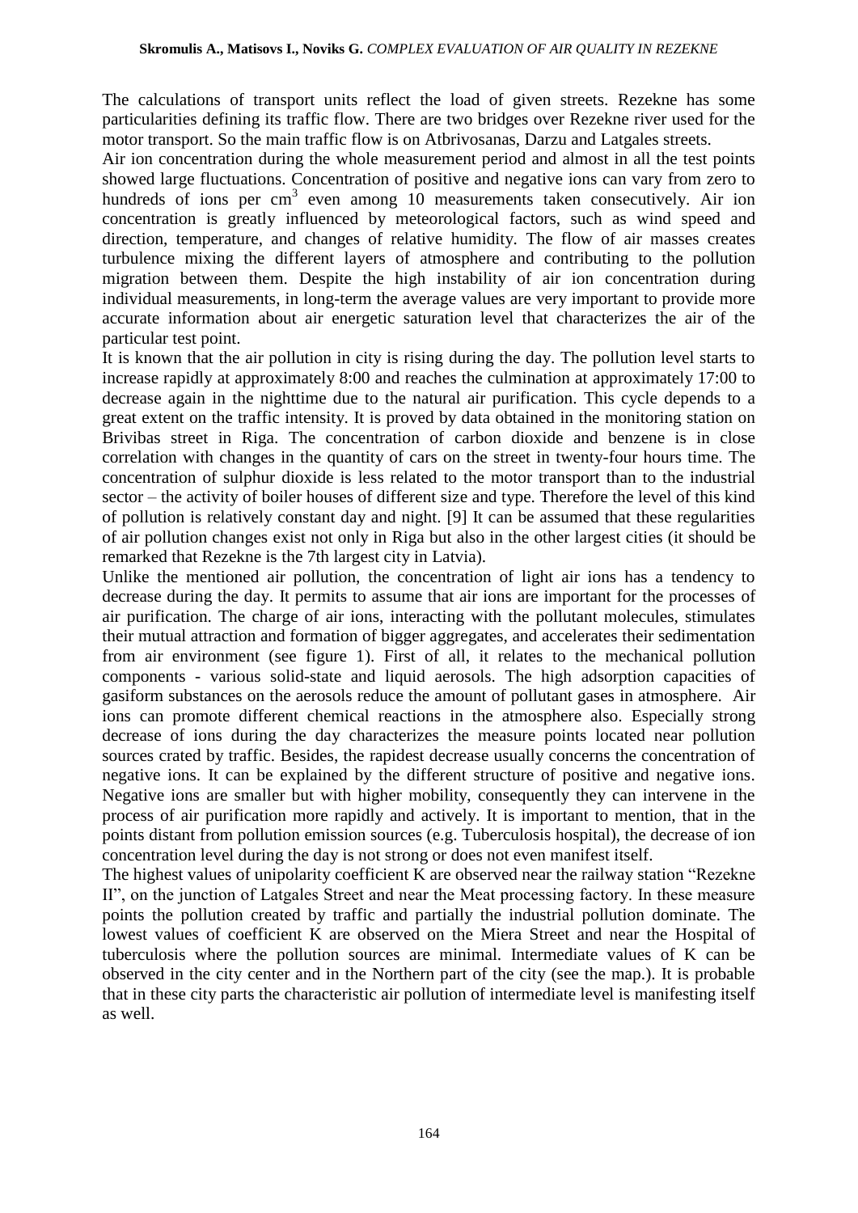The calculations of transport units reflect the load of given streets. Rezekne has some particularities defining its traffic flow. There are two bridges over Rezekne river used for the motor transport. So the main traffic flow is on Atbrivosanas, Darzu and Latgales streets.

Air ion concentration during the whole measurement period and almost in all the test points showed large fluctuations. Concentration of positive and negative ions can vary from zero to hundreds of ions per $cm^3$ even among 10 measurements taken consecutively. Air ion concentration is greatly influenced by meteorological factors, such as wind speed and direction, temperature, and changes of relative humidity. The flow of air masses creates turbulence mixing the different layers of atmosphere and contributing to the pollution migration between them. Despite the high instability of air ion concentration during individual measurements, in long-term the average values are very important to provide more accurate information about air energetic saturation level that characterizes the air of the particular test point.

It is known that the air pollution in city is rising during the day. The pollution level starts to increase rapidly at approximately 8:00 and reaches the culmination at approximately 17:00 to decrease again in the nighttime due to the natural air purification. This cycle depends to a great extent on the traffic intensity. It is proved by data obtained in the monitoring station on Brivibas street in Riga. The concentration of carbon dioxide and benzene is in close correlation with changes in the quantity of cars on the street in twenty-four hours time. The concentration of sulphur dioxide is less related to the motor transport than to the industrial sector – the activity of boiler houses of different size and type. Therefore the level of this kind of pollution is relatively constant day and night. [9] It can be assumed that these regularities of air pollution changes exist not only in Riga but also in the other largest cities (it should be remarked that Rezekne is the 7th largest city in Latvia).

Unlike the mentioned air pollution, the concentration of light air ions has a tendency to decrease during the day. It permits to assume that air ions are important for the processes of air purification. The charge of air ions, interacting with the pollutant molecules, stimulates their mutual attraction and formation of bigger aggregates, and accelerates their sedimentation from air environment (see figure 1). First of all, it relates to the mechanical pollution components - various solid-state and liquid aerosols. The high adsorption capacities of gasiform substances on the aerosols reduce the amount of pollutant gases in atmosphere. Air ions can promote different chemical reactions in the atmosphere also. Especially strong decrease of ions during the day characterizes the measure points located near pollution sources crated by traffic. Besides, the rapidest decrease usually concerns the concentration of negative ions. It can be explained by the different structure of positive and negative ions. Negative ions are smaller but with higher mobility, consequently they can intervene in the process of air purification more rapidly and actively. It is important to mention, that in the points distant from pollution emission sources (e.g. Tuberculosis hospital), the decrease of ion concentration level during the day is not strong or does not even manifest itself.

The highest values of unipolarity coefficient K are observed near the railway station "Rezekne II", on the junction of Latgales Street and near the Meat processing factory. In these measure points the pollution created by traffic and partially the industrial pollution dominate. The lowest values of coefficient K are observed on the Miera Street and near the Hospital of tuberculosis where the pollution sources are minimal. Intermediate values of K can be observed in the city center and in the Northern part of the city (see the map.). It is probable that in these city parts the characteristic air pollution of intermediate level is manifesting itself as well.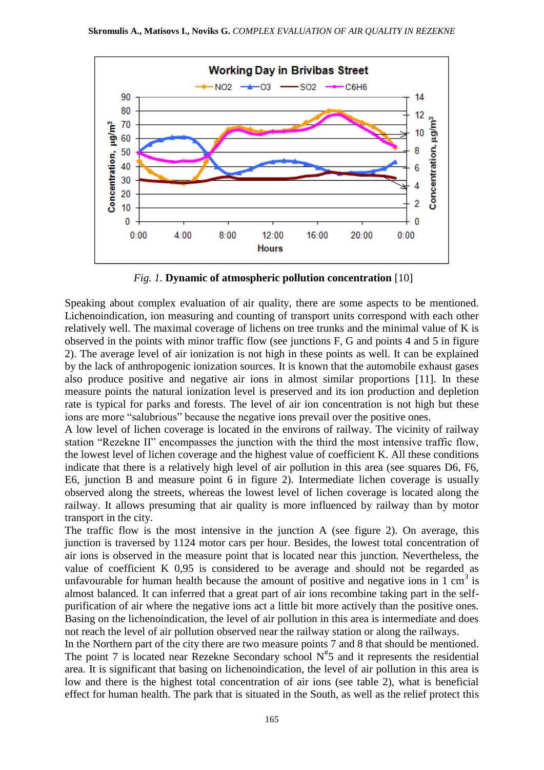*Fig. 1.* **Dynamic of atmospheric pollution concentration** [10]

Speaking about complex evaluation of air quality, there are some aspects to be mentioned. Lichenoindication, ion measuring and counting of transport units correspond with each other relatively well. The maximal coverage of lichens on tree trunks and the minimal value of K is observed in the points with minor traffic flow (see junctions F, G and points 4 and 5 in figure 2). The average level of air ionization is not high in these points as well. It can be explained by the lack of anthropogenic ionization sources. It is known that the automobile exhaust gases also produce positive and negative air ions in almost similar proportions [11]. In these measure points the natural ionization level is preserved and its ion production and depletion rate is typical for parks and forests. The level of air ion concentration is not high but these ions are more "salubrious" because the negative ions prevail over the positive ones.

A low level of lichen coverage is located in the environs of railway. The vicinity of railway station "Rezekne II" encompasses the junction with the third the most intensive traffic flow, the lowest level of lichen coverage and the highest value of coefficient K. All these conditions indicate that there is a relatively high level of air pollution in this area (see squares D6, F6, E6, junction B and measure point 6 in figure 2). Intermediate lichen coverage is usually observed along the streets, whereas the lowest level of lichen coverage is located along the railway. It allows presuming that air quality is more influenced by railway than by motor transport in the city.

The traffic flow is the most intensive in the junction A (see figure 2). On average, this junction is traversed by 1124 motor cars per hour. Besides, the lowest total concentration of air ions is observed in the measure point that is located near this junction. Nevertheless, the value of coefficient K 0,95 is considered to be average and should not be regarded as unfavourable for human health because the amount of positive and negative ions in 1 $cm^3$ is almost balanced. It can inferred that a great part of air ions recombine taking part in the self-purification of air where the negative ions act a little bit more actively than the positive ones. Basing on the lichenoindication, the level of air pollution in this area is intermediate and does not reach the level of air pollution observed near the railway station or along the railways.

In the Northern part of the city there are two measure points 7 and 8 that should be mentioned. The point 7 is located near Rezekne Secondary school N[#]5 and it represents the residential area. It is significant that basing on lichenoindication, the level of air pollution in this area is low and there is the highest total concentration of air ions (see table 2), what is beneficial effect for human health. The park that is situated in the South, as well as the relief protect this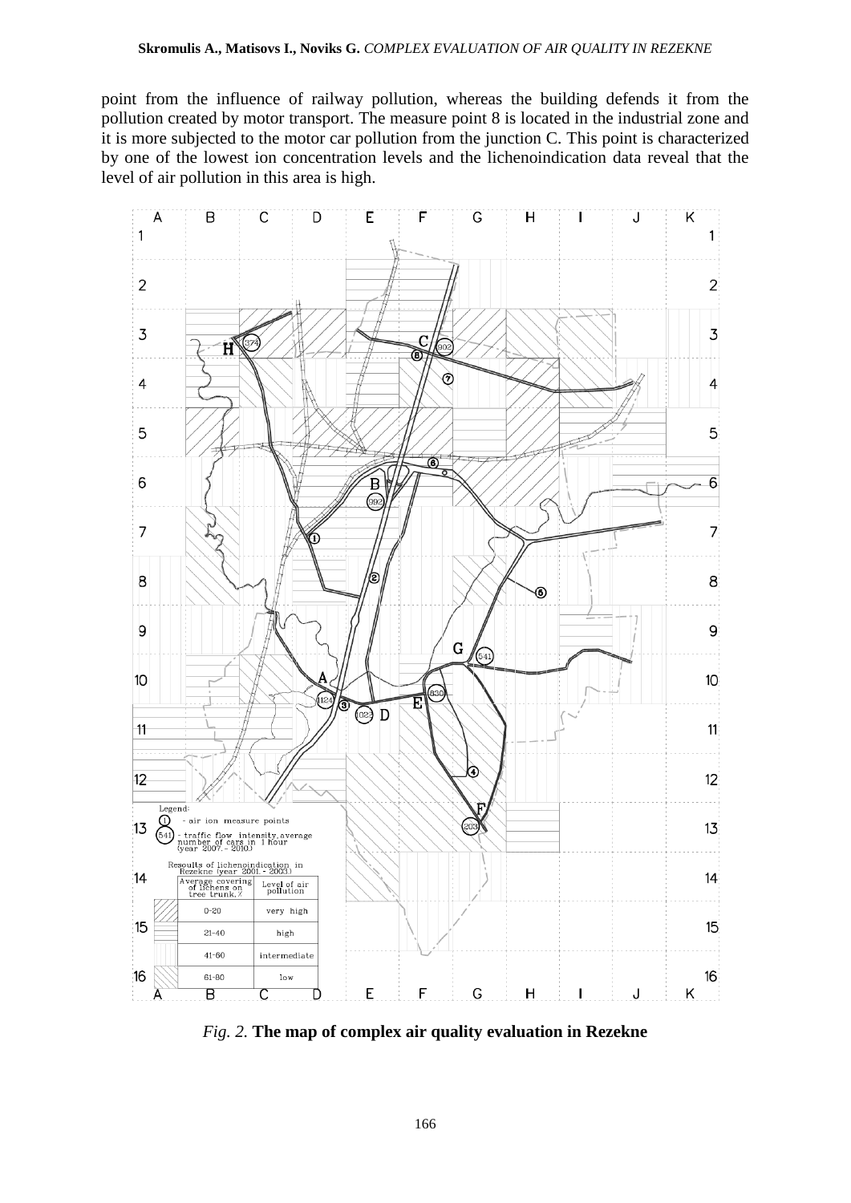point from the influence of railway pollution, whereas the building defends it from the pollution created by motor transport. The measure point 8 is located in the industrial zone and it is more subjected to the motor car pollution from the junction C. This point is characterized by one of the lowest ion concentration levels and the lichenoindication data reveal that the level of air pollution in this area is high.

Legend:

① - air ion measure points

(541) - traffic flow intensity, average number of cars in 1 hour (year 2007. - 2010.)

Resoults of lichenoindication in Rezekne (year 2001. - 2003.)

| Average covering of lichens on tree trunk, % | Level of air pollution |
|---|---|
| 0-20 | very high |
| 21-40 | high |
| 41-60 | intermediate |
| 61-80 | low |

*Fig. 2.* **The map of complex air quality evaluation in Rezekne**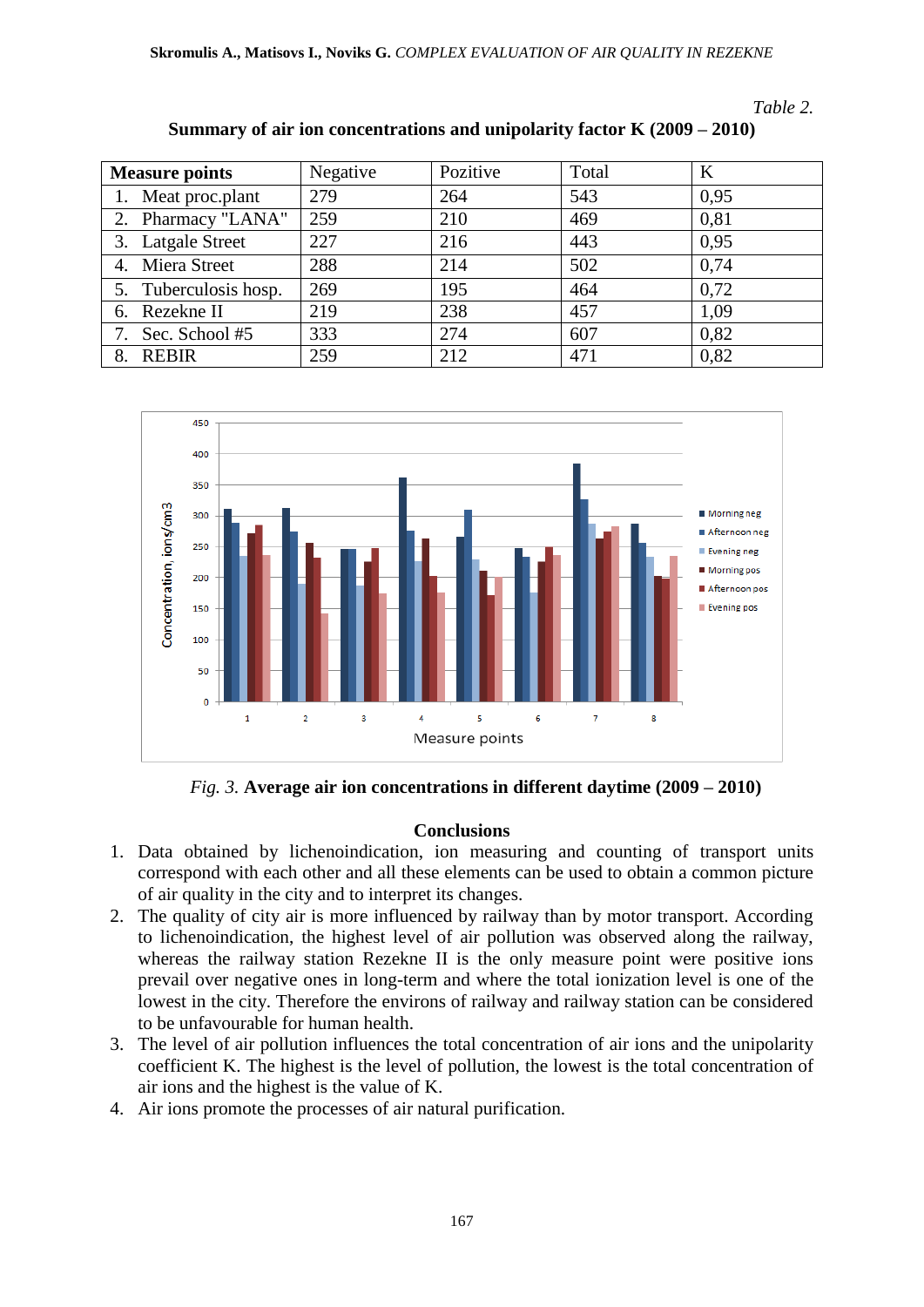*Table 2.*

**Summary of air ion concentrations and unipolarity factor K (2009 – 2010)**

| Measure points | Negative | Pozitive | Total | K |
|---|---|---|---|---|
| 1. Meat proc.plant | 279 | 264 | 543 | 0,95 |
| 2. Pharmacy "LANA" | 259 | 210 | 469 | 0,81 |
| 3. Latgale Street | 227 | 216 | 443 | 0,95 |
| 4. Miera Street | 288 | 214 | 502 | 0,74 |
| 5. Tuberculosis hosp. | 269 | 195 | 464 | 0,72 |
| 6. Rezekne II | 219 | 238 | 457 | 1,09 |
| 7. Sec. School #5 | 333 | 274 | 607 | 0,82 |
| 8. REBIR | 259 | 212 | 471 | 0,82 |

*Fig. 3.* **Average air ion concentrations in different daytime (2009 – 2010)**

## Conclusions

1. Data obtained by lichenoindication, ion measuring and counting of transport units correspond with each other and all these elements can be used to obtain a common picture of air quality in the city and to interpret its changes.
2. The quality of city air is more influenced by railway than by motor transport. According to lichenoindication, the highest level of air pollution was observed along the railway, whereas the railway station Rezekne II is the only measure point were positive ions prevail over negative ones in long-term and where the total ionization level is one of the lowest in the city. Therefore the environs of railway and railway station can be considered to be unfavourable for human health.
3. The level of air pollution influences the total concentration of air ions and the unipolarity coefficient K. The highest is the level of pollution, the lowest is the total concentration of air ions and the highest is the value of K.
4. Air ions promote the processes of air natural purification.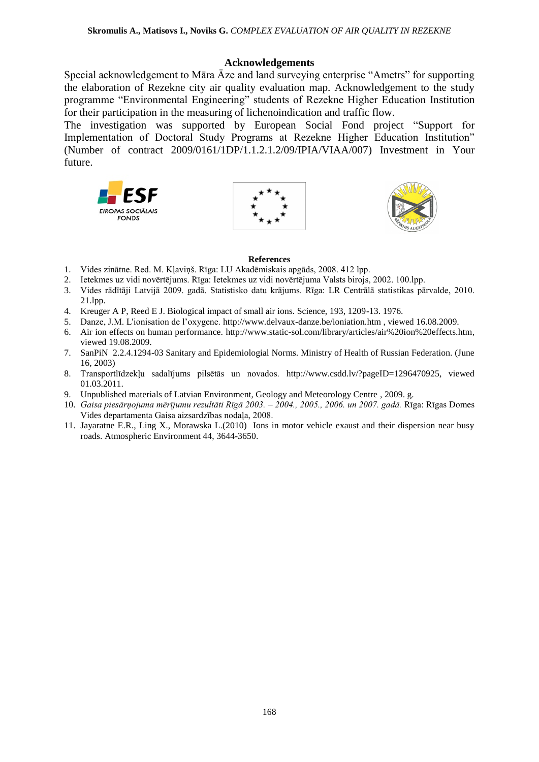## Acknowledgements

Special acknowledgement to Māra Āze and land surveying enterprise "Ametrs" for supporting the elaboration of Rezekne city air quality evaluation map. Acknowledgement to the study programme "Environmental Engineering" students of Rezekne Higher Education Institution for their participation in the measuring of lichenoindication and traffic flow.

The investigation was supported by European Social Fond project "Support for Implementation of Doctoral Study Programs at Rezekne Higher Education Institution" (Number of contract 2009/0161/1DP/1.1.2.1.2/09/IPIA/VIAA/007) Investment in Your future.

ESF
EIROPAS SOCIĀLAIS FONDS

REZEKNES AUGSTSKOLA

## References

1. Vides zinātne. Red. M. Kļaviņš. Rīga: LU Akadēmiskais apgāds, 2008. 412 lpp.
2. Ietekmes uz vidi novērtējums. Rīga: Ietekmes uz vidi novērtējuma Valsts birojs, 2002. 100.lpp.
3. Vides rādītāji Latvijā 2009. gadā. Statistisko datu krājums. Rīga: LR Centrālā statistikas pārvalde, 2010. 21.lpp.
4. Kreuger A P, Reed E J. Biological impact of small air ions. Science, 193, 1209-13. 1976.
5. Danze, J.M. L'ionisation de l'oxygene. http://www.delvaux-danze.be/ioniation.htm , viewed 16.08.2009.
6. Air ion effects on human performance. http://www.static-sol.com/library/articles/air%20ion%20effects.htm, viewed 19.08.2009.
7. SanPiN 2.2.4.1294-03 Sanitary and Epidemiologial Norms. Ministry of Health of Russian Federation. (June 16, 2003)
8. Transportlīdzekļu sadalījums pilsētās un novados. http://www.csdd.lv/?pageID=1296470925, viewed 01.03.2011.
9. Unpublished materials of Latvian Environment, Geology and Meteorology Centre , 2009. g.
10. *Gaisa piesārņojuma mērījumu rezultāti Rīgā 2003. – 2004., 2005., 2006. un 2007. gadā.* Rīga: Rīgas Domes Vides departamenta Gaisa aizsardzības nodaļa, 2008.
11. Jayaratne E.R., Ling X., Morawska L.(2010) Ions in motor vehicle exaust and their dispersion near busy roads. Atmospheric Environment 44, 3644-3650.